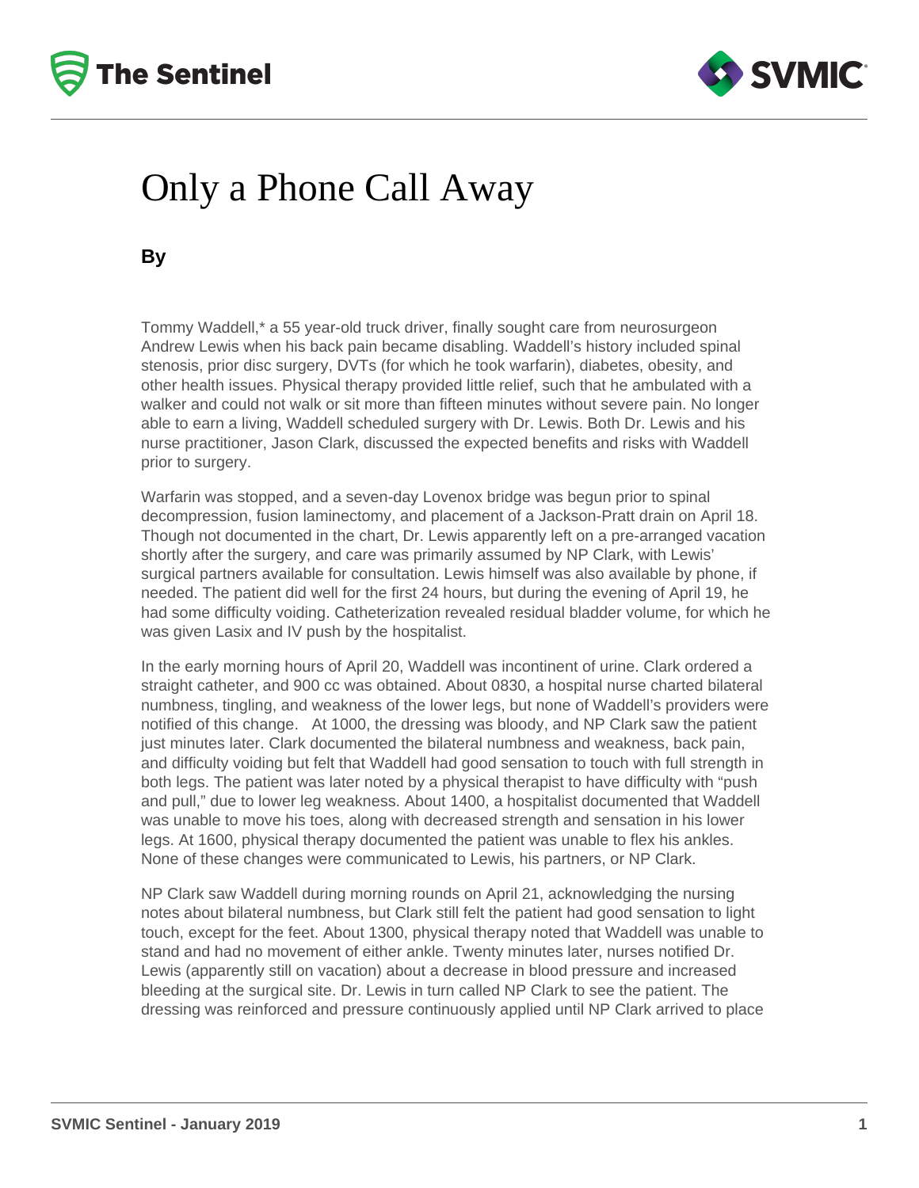# Only a Phone Call Away

**By**

Tommy Waddell,* a 55 year-old truck driver, finally sought care from neurosurgeon Andrew Lewis when his back pain became disabling. Waddell's history included spinal stenosis, prior disc surgery, DVTs (for which he took warfarin), diabetes, obesity, and other health issues. Physical therapy provided little relief, such that he ambulated with a walker and could not walk or sit more than fifteen minutes without severe pain. No longer able to earn a living, Waddell scheduled surgery with Dr. Lewis. Both Dr. Lewis and his nurse practitioner, Jason Clark, discussed the expected benefits and risks with Waddell prior to surgery.

Warfarin was stopped, and a seven-day Lovenox bridge was begun prior to spinal decompression, fusion laminectomy, and placement of a Jackson-Pratt drain on April 18. Though not documented in the chart, Dr. Lewis apparently left on a pre-arranged vacation shortly after the surgery, and care was primarily assumed by NP Clark, with Lewis' surgical partners available for consultation. Lewis himself was also available by phone, if needed. The patient did well for the first 24 hours, but during the evening of April 19, he had some difficulty voiding. Catheterization revealed residual bladder volume, for which he was given Lasix and IV push by the hospitalist.

In the early morning hours of April 20, Waddell was incontinent of urine. Clark ordered a straight catheter, and 900 cc was obtained. About 0830, a hospital nurse charted bilateral numbness, tingling, and weakness of the lower legs, but none of Waddell's providers were notified of this change. At 1000, the dressing was bloody, and NP Clark saw the patient just minutes later. Clark documented the bilateral numbness and weakness, back pain, and difficulty voiding but felt that Waddell had good sensation to touch with full strength in both legs. The patient was later noted by a physical therapist to have difficulty with "push and pull," due to lower leg weakness. About 1400, a hospitalist documented that Waddell was unable to move his toes, along with decreased strength and sensation in his lower legs. At 1600, physical therapy documented the patient was unable to flex his ankles. None of these changes were communicated to Lewis, his partners, or NP Clark.

NP Clark saw Waddell during morning rounds on April 21, acknowledging the nursing notes about bilateral numbness, but Clark still felt the patient had good sensation to light touch, except for the feet. About 1300, physical therapy noted that Waddell was unable to stand and had no movement of either ankle. Twenty minutes later, nurses notified Dr. Lewis (apparently still on vacation) about a decrease in blood pressure and increased bleeding at the surgical site. Dr. Lewis in turn called NP Clark to see the patient. The dressing was reinforced and pressure continuously applied until NP Clark arrived to place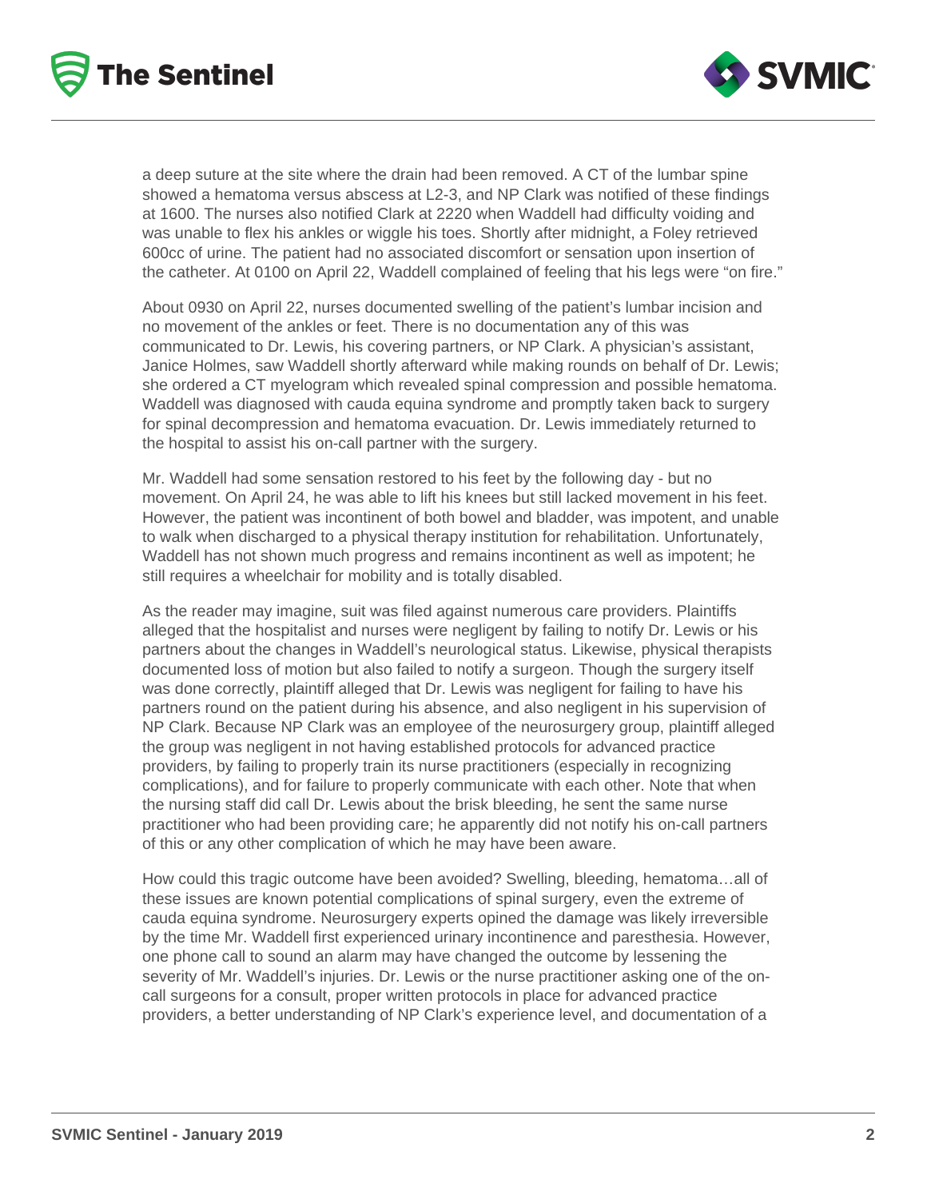a deep suture at the site where the drain had been removed. A CT of the lumbar spine showed a hematoma versus abscess at L2-3, and NP Clark was notified of these findings at 1600. The nurses also notified Clark at 2220 when Waddell had difficulty voiding and was unable to flex his ankles or wiggle his toes. Shortly after midnight, a Foley retrieved 600cc of urine. The patient had no associated discomfort or sensation upon insertion of the catheter. At 0100 on April 22, Waddell complained of feeling that his legs were "on fire."

About 0930 on April 22, nurses documented swelling of the patient's lumbar incision and no movement of the ankles or feet. There is no documentation any of this was communicated to Dr. Lewis, his covering partners, or NP Clark. A physician's assistant, Janice Holmes, saw Waddell shortly afterward while making rounds on behalf of Dr. Lewis; she ordered a CT myelogram which revealed spinal compression and possible hematoma. Waddell was diagnosed with cauda equina syndrome and promptly taken back to surgery for spinal decompression and hematoma evacuation. Dr. Lewis immediately returned to the hospital to assist his on-call partner with the surgery.

Mr. Waddell had some sensation restored to his feet by the following day - but no movement. On April 24, he was able to lift his knees but still lacked movement in his feet. However, the patient was incontinent of both bowel and bladder, was impotent, and unable to walk when discharged to a physical therapy institution for rehabilitation. Unfortunately, Waddell has not shown much progress and remains incontinent as well as impotent; he still requires a wheelchair for mobility and is totally disabled.

As the reader may imagine, suit was filed against numerous care providers. Plaintiffs alleged that the hospitalist and nurses were negligent by failing to notify Dr. Lewis or his partners about the changes in Waddell's neurological status. Likewise, physical therapists documented loss of motion but also failed to notify a surgeon. Though the surgery itself was done correctly, plaintiff alleged that Dr. Lewis was negligent for failing to have his partners round on the patient during his absence, and also negligent in his supervision of NP Clark. Because NP Clark was an employee of the neurosurgery group, plaintiff alleged the group was negligent in not having established protocols for advanced practice providers, by failing to properly train its nurse practitioners (especially in recognizing complications), and for failure to properly communicate with each other. Note that when the nursing staff did call Dr. Lewis about the brisk bleeding, he sent the same nurse practitioner who had been providing care; he apparently did not notify his on-call partners of this or any other complication of which he may have been aware.

How could this tragic outcome have been avoided? Swelling, bleeding, hematoma…all of these issues are known potential complications of spinal surgery, even the extreme of cauda equina syndrome. Neurosurgery experts opined the damage was likely irreversible by the time Mr. Waddell first experienced urinary incontinence and paresthesia. However, one phone call to sound an alarm may have changed the outcome by lessening the severity of Mr. Waddell's injuries. Dr. Lewis or the nurse practitioner asking one of the on-call surgeons for a consult, proper written protocols in place for advanced practice providers, a better understanding of NP Clark's experience level, and documentation of a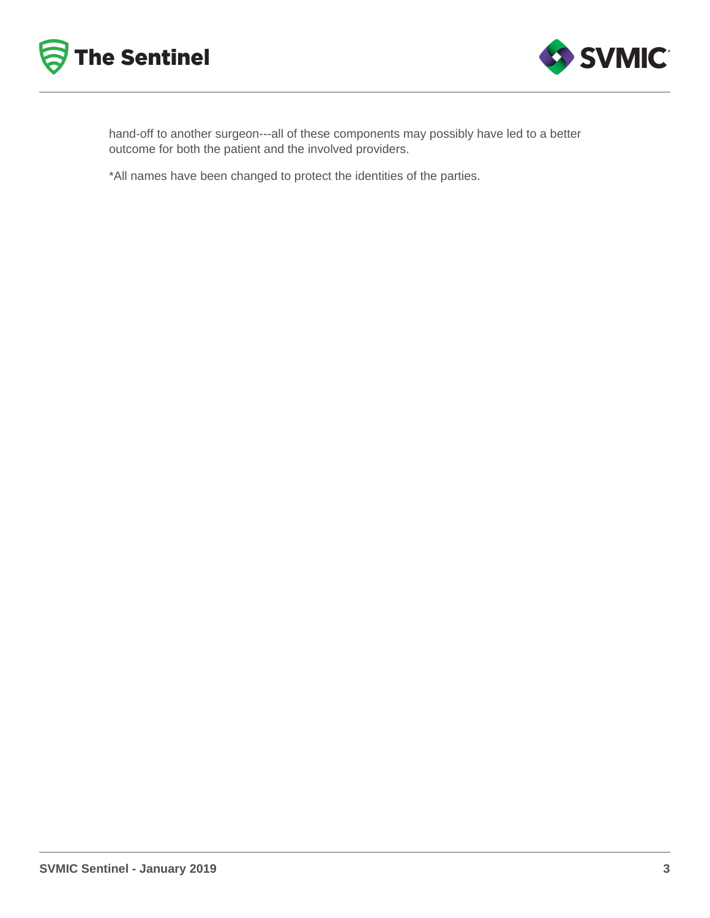hand-off to another surgeon---all of these components may possibly have led to a better outcome for both the patient and the involved providers.

*All names have been changed to protect the identities of the parties.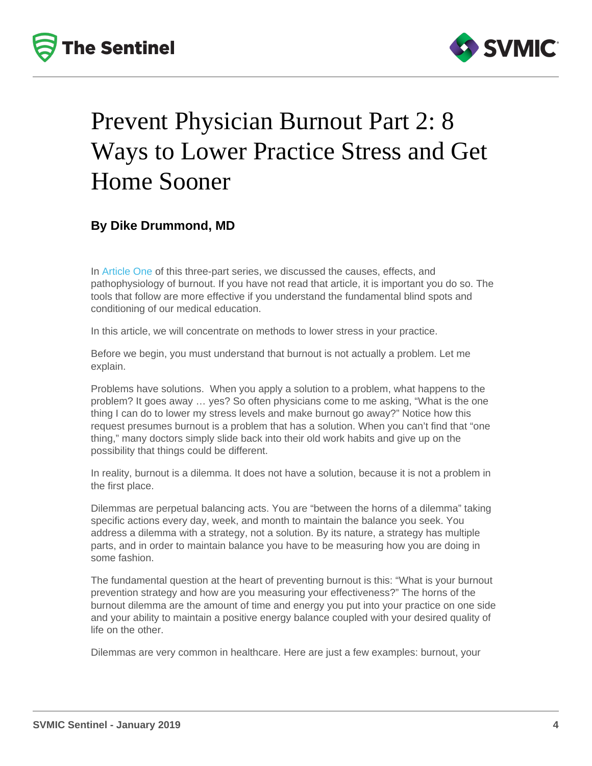# Prevent Physician Burnout Part 2: 8 Ways to Lower Practice Stress and Get Home Sooner

**By Dike Drummond, MD**

In Article One of this three-part series, we discussed the causes, effects, and pathophysiology of burnout. If you have not read that article, it is important you do so. The tools that follow are more effective if you understand the fundamental blind spots and conditioning of our medical education.

In this article, we will concentrate on methods to lower stress in your practice.

Before we begin, you must understand that burnout is not actually a problem. Let me explain.

Problems have solutions. When you apply a solution to a problem, what happens to the problem? It goes away … yes? So often physicians come to me asking, "What is the one thing I can do to lower my stress levels and make burnout go away?" Notice how this request presumes burnout is a problem that has a solution. When you can't find that "one thing," many doctors simply slide back into their old work habits and give up on the possibility that things could be different.

In reality, burnout is a dilemma. It does not have a solution, because it is not a problem in the first place.

Dilemmas are perpetual balancing acts. You are "between the horns of a dilemma" taking specific actions every day, week, and month to maintain the balance you seek. You address a dilemma with a strategy, not a solution. By its nature, a strategy has multiple parts, and in order to maintain balance you have to be measuring how you are doing in some fashion.

The fundamental question at the heart of preventing burnout is this: "What is your burnout prevention strategy and how are you measuring your effectiveness?" The horns of the burnout dilemma are the amount of time and energy you put into your practice on one side and your ability to maintain a positive energy balance coupled with your desired quality of life on the other.

Dilemmas are very common in healthcare. Here are just a few examples: burnout, your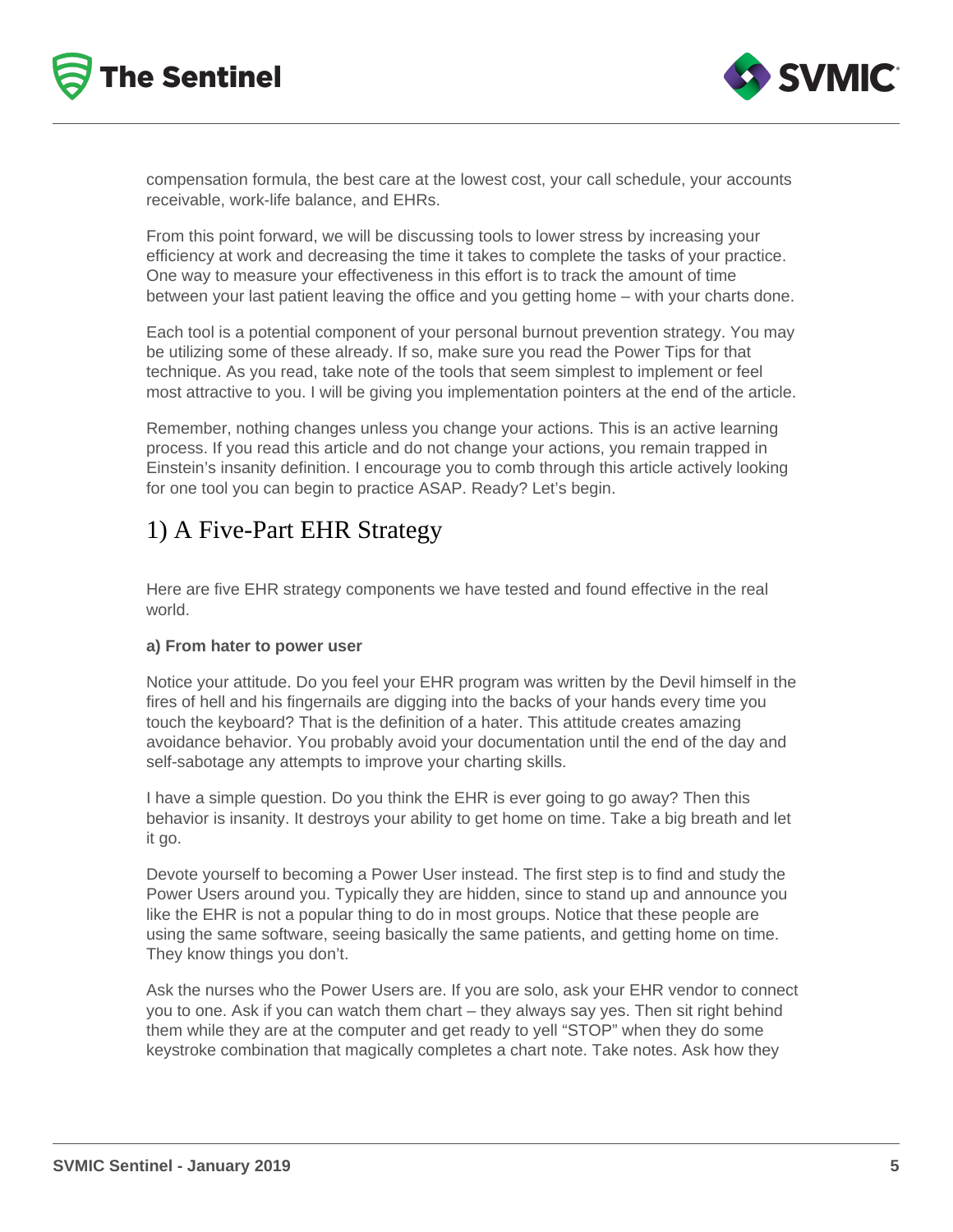compensation formula, the best care at the lowest cost, your call schedule, your accounts receivable, work-life balance, and EHRs.

From this point forward, we will be discussing tools to lower stress by increasing your efficiency at work and decreasing the time it takes to complete the tasks of your practice. One way to measure your effectiveness in this effort is to track the amount of time between your last patient leaving the office and you getting home – with your charts done.

Each tool is a potential component of your personal burnout prevention strategy. You may be utilizing some of these already. If so, make sure you read the Power Tips for that technique. As you read, take note of the tools that seem simplest to implement or feel most attractive to you. I will be giving you implementation pointers at the end of the article.

Remember, nothing changes unless you change your actions. This is an active learning process. If you read this article and do not change your actions, you remain trapped in Einstein's insanity definition. I encourage you to comb through this article actively looking for one tool you can begin to practice ASAP. Ready? Let's begin.

## 1) A Five-Part EHR Strategy

Here are five EHR strategy components we have tested and found effective in the real world.

**a) From hater to power user**

Notice your attitude. Do you feel your EHR program was written by the Devil himself in the fires of hell and his fingernails are digging into the backs of your hands every time you touch the keyboard? That is the definition of a hater. This attitude creates amazing avoidance behavior. You probably avoid your documentation until the end of the day and self-sabotage any attempts to improve your charting skills.

I have a simple question. Do you think the EHR is ever going to go away? Then this behavior is insanity. It destroys your ability to get home on time. Take a big breath and let it go.

Devote yourself to becoming a Power User instead. The first step is to find and study the Power Users around you. Typically they are hidden, since to stand up and announce you like the EHR is not a popular thing to do in most groups. Notice that these people are using the same software, seeing basically the same patients, and getting home on time. They know things you don't.

Ask the nurses who the Power Users are. If you are solo, ask your EHR vendor to connect you to one. Ask if you can watch them chart – they always say yes. Then sit right behind them while they are at the computer and get ready to yell "STOP" when they do some keystroke combination that magically completes a chart note. Take notes. Ask how they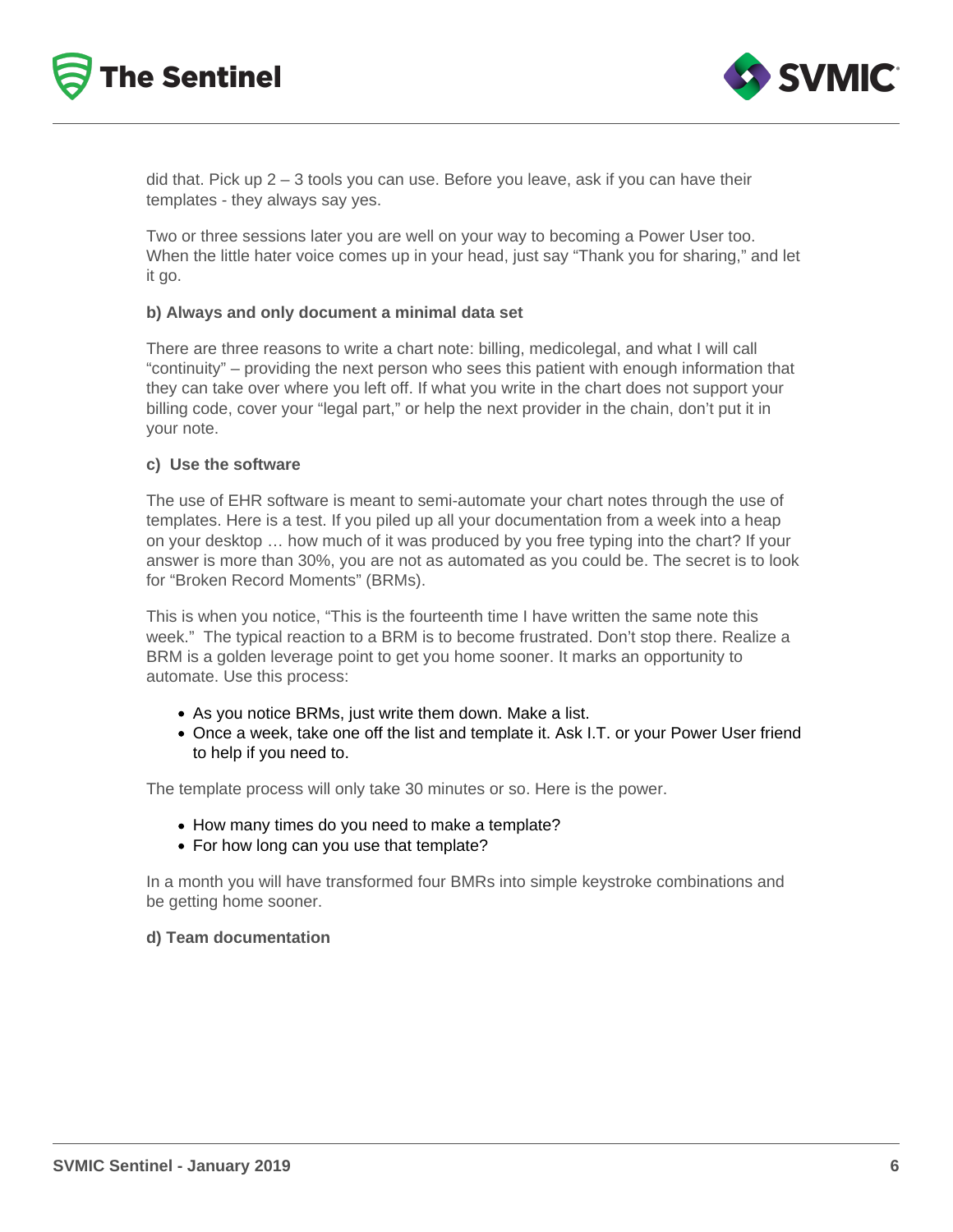did that. Pick up 2 – 3 tools you can use. Before you leave, ask if you can have their templates - they always say yes.

Two or three sessions later you are well on your way to becoming a Power User too. When the little hater voice comes up in your head, just say "Thank you for sharing," and let it go.

**b) Always and only document a minimal data set**

There are three reasons to write a chart note: billing, medicolegal, and what I will call "continuity" – providing the next person who sees this patient with enough information that they can take over where you left off. If what you write in the chart does not support your billing code, cover your "legal part," or help the next provider in the chain, don't put it in your note.

**c) Use the software**

The use of EHR software is meant to semi-automate your chart notes through the use of templates. Here is a test. If you piled up all your documentation from a week into a heap on your desktop … how much of it was produced by you free typing into the chart? If your answer is more than 30%, you are not as automated as you could be. The secret is to look for "Broken Record Moments" (BRMs).

This is when you notice, "This is the fourteenth time I have written the same note this week." The typical reaction to a BRM is to become frustrated. Don't stop there. Realize a BRM is a golden leverage point to get you home sooner. It marks an opportunity to automate. Use this process:

- As you notice BRMs, just write them down. Make a list.
- Once a week, take one off the list and template it. Ask I.T. or your Power User friend to help if you need to.

The template process will only take 30 minutes or so. Here is the power.

- How many times do you need to make a template?
- For how long can you use that template?

In a month you will have transformed four BMRs into simple keystroke combinations and be getting home sooner.

**d) Team documentation**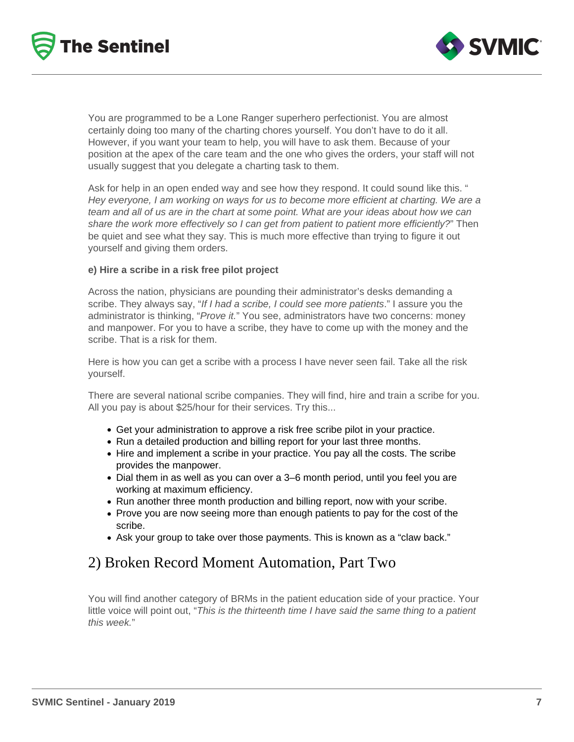You are programmed to be a Lone Ranger superhero perfectionist. You are almost certainly doing too many of the charting chores yourself. You don't have to do it all. However, if you want your team to help, you will have to ask them. Because of your position at the apex of the care team and the one who gives the orders, your staff will not usually suggest that you delegate a charting task to them.

Ask for help in an open ended way and see how they respond. It could sound like this. "*Hey everyone, I am working on ways for us to become more efficient at charting. We are a team and all of us are in the chart at some point. What are your ideas about how we can share the work more effectively so I can get from patient to patient more efficiently?*" Then be quiet and see what they say. This is much more effective than trying to figure it out yourself and giving them orders.

**e) Hire a scribe in a risk free pilot project**

Across the nation, physicians are pounding their administrator's desks demanding a scribe. They always say, "*If I had a scribe, I could see more patients*." I assure you the administrator is thinking, "*Prove it.*" You see, administrators have two concerns: money and manpower. For you to have a scribe, they have to come up with the money and the scribe. That is a risk for them.

Here is how you can get a scribe with a process I have never seen fail. Take all the risk yourself.

There are several national scribe companies. They will find, hire and train a scribe for you. All you pay is about $25/hour for their services. Try this...

- Get your administration to approve a risk free scribe pilot in your practice.
- Run a detailed production and billing report for your last three months.
- Hire and implement a scribe in your practice. You pay all the costs. The scribe provides the manpower.
- Dial them in as well as you can over a 3–6 month period, until you feel you are working at maximum efficiency.
- Run another three month production and billing report, now with your scribe.
- Prove you are now seeing more than enough patients to pay for the cost of the scribe.
- Ask your group to take over those payments. This is known as a "claw back."

## 2) Broken Record Moment Automation, Part Two

You will find another category of BRMs in the patient education side of your practice. Your little voice will point out, "*This is the thirteenth time I have said the same thing to a patient this week.*"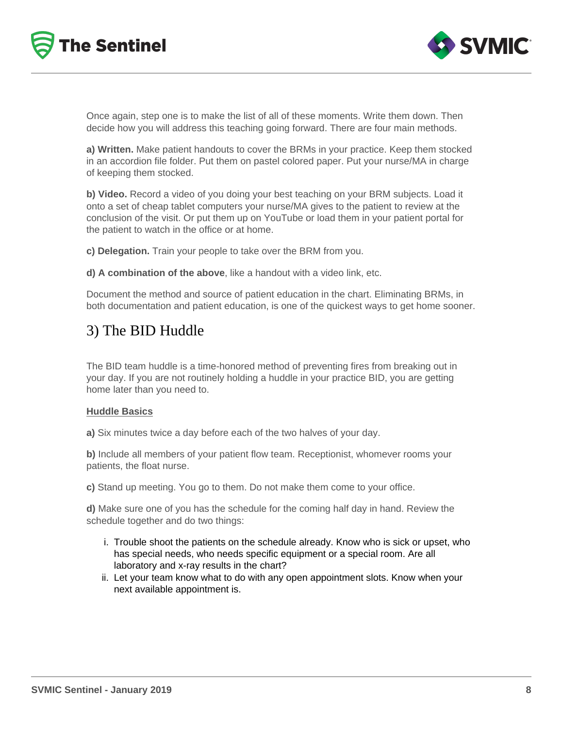Once again, step one is to make the list of all of these moments. Write them down. Then decide how you will address this teaching going forward. There are four main methods.

**a) Written.** Make patient handouts to cover the BRMs in your practice. Keep them stocked in an accordion file folder. Put them on pastel colored paper. Put your nurse/MA in charge of keeping them stocked.

**b) Video.** Record a video of you doing your best teaching on your BRM subjects. Load it onto a set of cheap tablet computers your nurse/MA gives to the patient to review at the conclusion of the visit. Or put them up on YouTube or load them in your patient portal for the patient to watch in the office or at home.

**c) Delegation.** Train your people to take over the BRM from you.

**d) A combination of the above**, like a handout with a video link, etc.

Document the method and source of patient education in the chart. Eliminating BRMs, in both documentation and patient education, is one of the quickest ways to get home sooner.

## 3) The BID Huddle

The BID team huddle is a time-honored method of preventing fires from breaking out in your day. If you are not routinely holding a huddle in your practice BID, you are getting home later than you need to.

**Huddle Basics**

**a)** Six minutes twice a day before each of the two halves of your day.

**b)** Include all members of your patient flow team. Receptionist, whomever rooms your patients, the float nurse.

**c)** Stand up meeting. You go to them. Do not make them come to your office.

**d)** Make sure one of you has the schedule for the coming half day in hand. Review the schedule together and do two things:

i. Trouble shoot the patients on the schedule already. Know who is sick or upset, who has special needs, who needs specific equipment or a special room. Are all laboratory and x-ray results in the chart?

ii. Let your team know what to do with any open appointment slots. Know when your next available appointment is.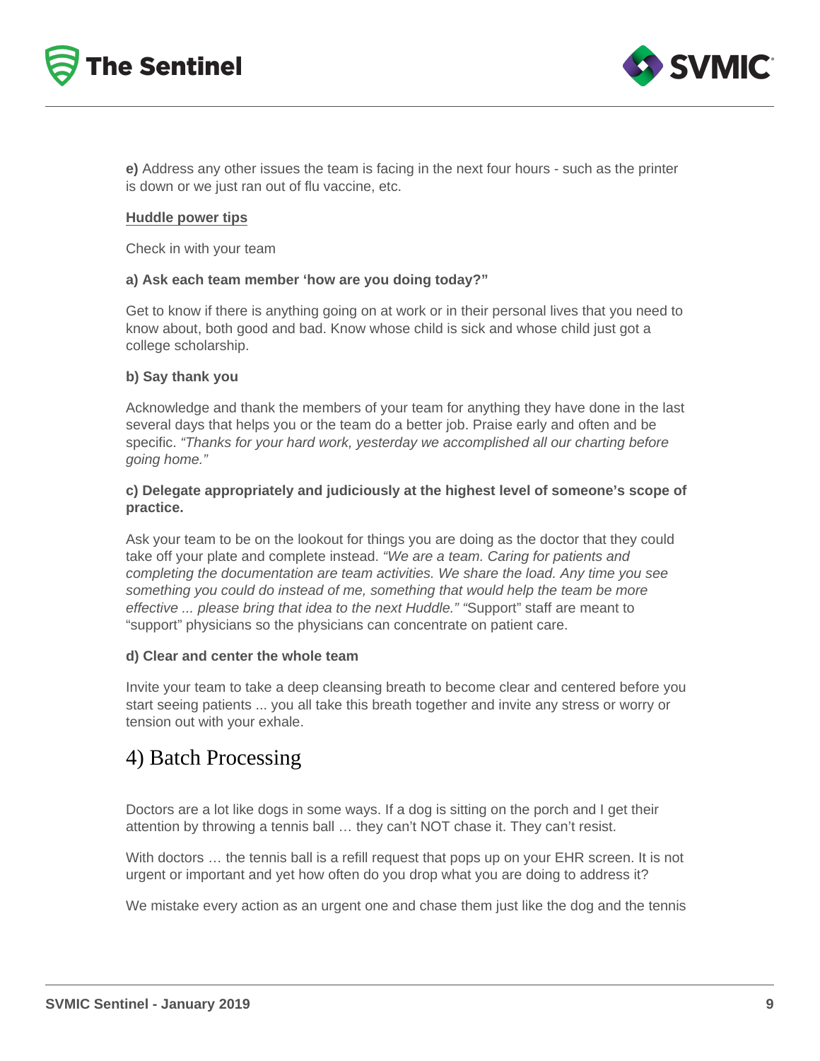**e)** Address any other issues the team is facing in the next four hours - such as the printer is down or we just ran out of flu vaccine, etc.

**Huddle power tips**

Check in with your team

**a) Ask each team member 'how are you doing today?"**

Get to know if there is anything going on at work or in their personal lives that you need to know about, both good and bad. Know whose child is sick and whose child just got a college scholarship.

**b) Say thank you**

Acknowledge and thank the members of your team for anything they have done in the last several days that helps you or the team do a better job. Praise early and often and be specific. *"Thanks for your hard work, yesterday we accomplished all our charting before going home."*

**c) Delegate appropriately and judiciously at the highest level of someone's scope of practice.**

Ask your team to be on the lookout for things you are doing as the doctor that they could take off your plate and complete instead. *"We are a team. Caring for patients and completing the documentation are team activities. We share the load. Any time you see something you could do instead of me, something that would help the team be more effective ... please bring that idea to the next Huddle."* "Support" staff are meant to "support" physicians so the physicians can concentrate on patient care.

**d) Clear and center the whole team**

Invite your team to take a deep cleansing breath to become clear and centered before you start seeing patients ... you all take this breath together and invite any stress or worry or tension out with your exhale.

## 4) Batch Processing

Doctors are a lot like dogs in some ways. If a dog is sitting on the porch and I get their attention by throwing a tennis ball … they can't NOT chase it. They can't resist.

With doctors … the tennis ball is a refill request that pops up on your EHR screen. It is not urgent or important and yet how often do you drop what you are doing to address it?

We mistake every action as an urgent one and chase them just like the dog and the tennis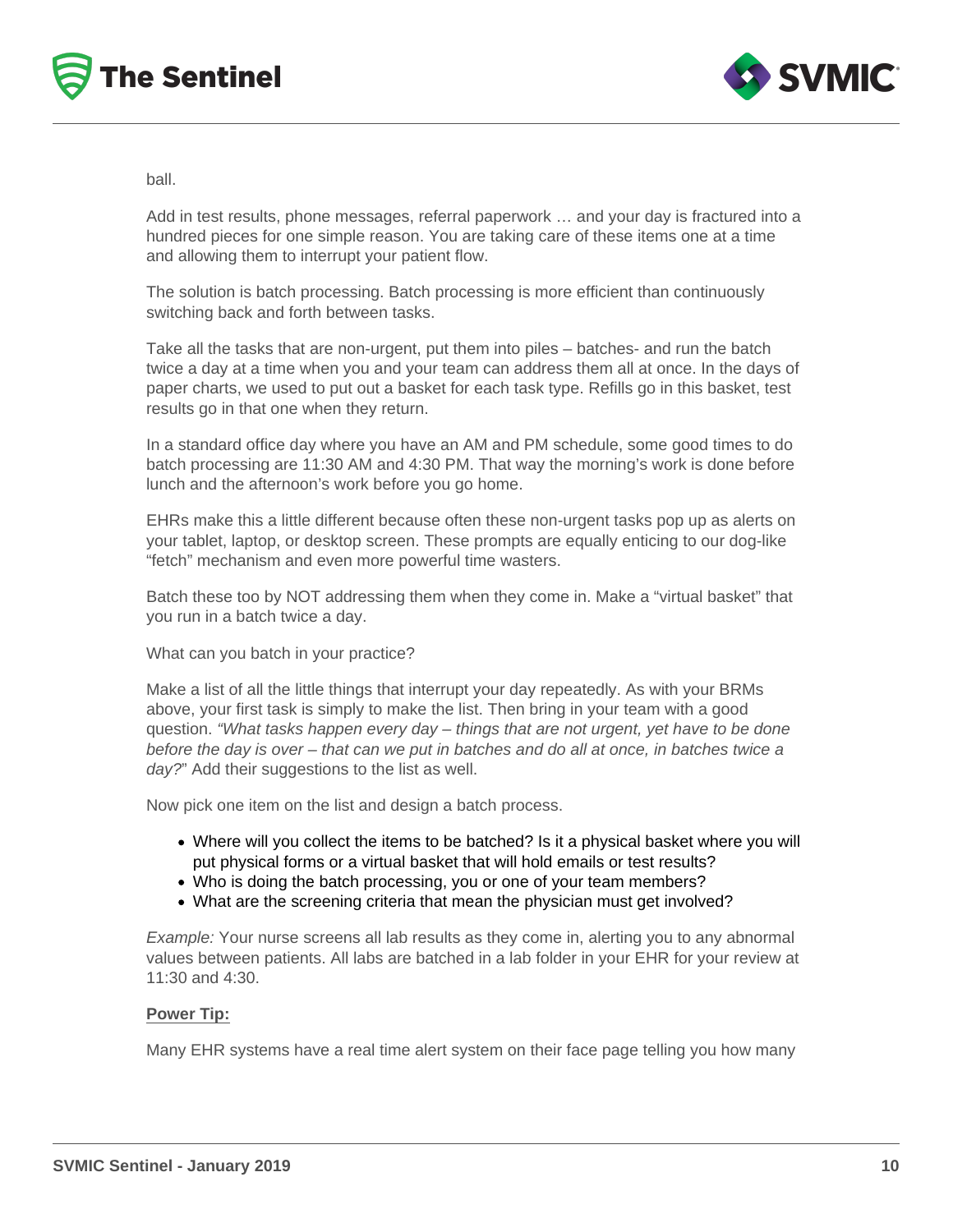ball.

Add in test results, phone messages, referral paperwork … and your day is fractured into a hundred pieces for one simple reason. You are taking care of these items one at a time and allowing them to interrupt your patient flow.

The solution is batch processing. Batch processing is more efficient than continuously switching back and forth between tasks.

Take all the tasks that are non-urgent, put them into piles – batches- and run the batch twice a day at a time when you and your team can address them all at once. In the days of paper charts, we used to put out a basket for each task type. Refills go in this basket, test results go in that one when they return.

In a standard office day where you have an AM and PM schedule, some good times to do batch processing are 11:30 AM and 4:30 PM. That way the morning's work is done before lunch and the afternoon's work before you go home.

EHRs make this a little different because often these non-urgent tasks pop up as alerts on your tablet, laptop, or desktop screen. These prompts are equally enticing to our dog-like "fetch" mechanism and even more powerful time wasters.

Batch these too by NOT addressing them when they come in. Make a "virtual basket" that you run in a batch twice a day.

What can you batch in your practice?

Make a list of all the little things that interrupt your day repeatedly. As with your BRMs above, your first task is simply to make the list. Then bring in your team with a good question. *"What tasks happen every day – things that are not urgent, yet have to be done before the day is over – that can we put in batches and do all at once, in batches twice a day?*" Add their suggestions to the list as well.

Now pick one item on the list and design a batch process.

- Where will you collect the items to be batched? Is it a physical basket where you will put physical forms or a virtual basket that will hold emails or test results?
- Who is doing the batch processing, you or one of your team members?
- What are the screening criteria that mean the physician must get involved?

*Example:* Your nurse screens all lab results as they come in, alerting you to any abnormal values between patients. All labs are batched in a lab folder in your EHR for your review at 11:30 and 4:30.

**Power Tip:**

Many EHR systems have a real time alert system on their face page telling you how many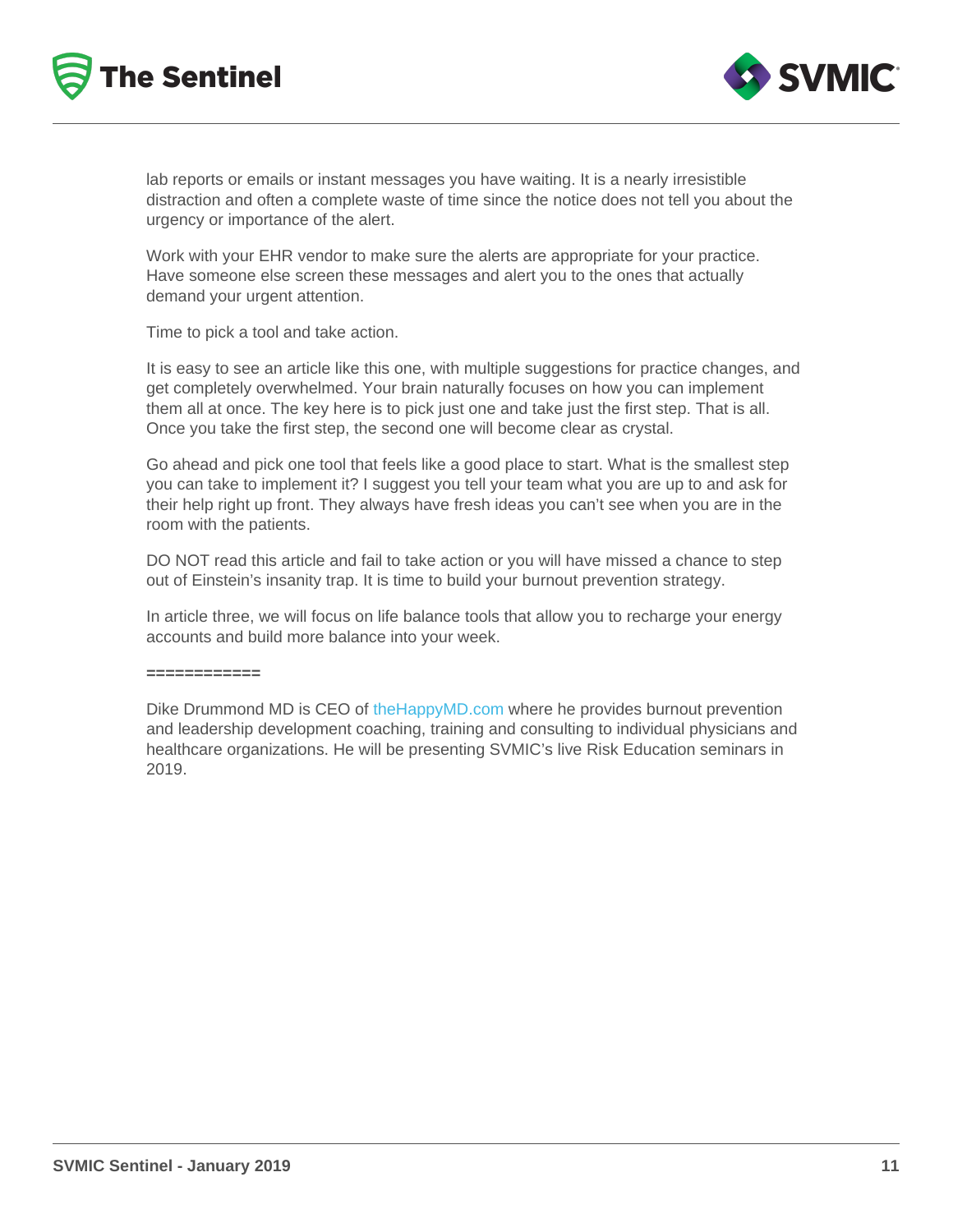lab reports or emails or instant messages you have waiting. It is a nearly irresistible distraction and often a complete waste of time since the notice does not tell you about the urgency or importance of the alert.

Work with your EHR vendor to make sure the alerts are appropriate for your practice. Have someone else screen these messages and alert you to the ones that actually demand your urgent attention.

Time to pick a tool and take action.

It is easy to see an article like this one, with multiple suggestions for practice changes, and get completely overwhelmed. Your brain naturally focuses on how you can implement them all at once. The key here is to pick just one and take just the first step. That is all. Once you take the first step, the second one will become clear as crystal.

Go ahead and pick one tool that feels like a good place to start. What is the smallest step you can take to implement it? I suggest you tell your team what you are up to and ask for their help right up front. They always have fresh ideas you can't see when you are in the room with the patients.

DO NOT read this article and fail to take action or you will have missed a chance to step out of Einstein's insanity trap. It is time to build your burnout prevention strategy.

In article three, we will focus on life balance tools that allow you to recharge your energy accounts and build more balance into your week.

============

Dike Drummond MD is CEO of theHappyMD.com where he provides burnout prevention and leadership development coaching, training and consulting to individual physicians and healthcare organizations. He will be presenting SVMIC's live Risk Education seminars in 2019.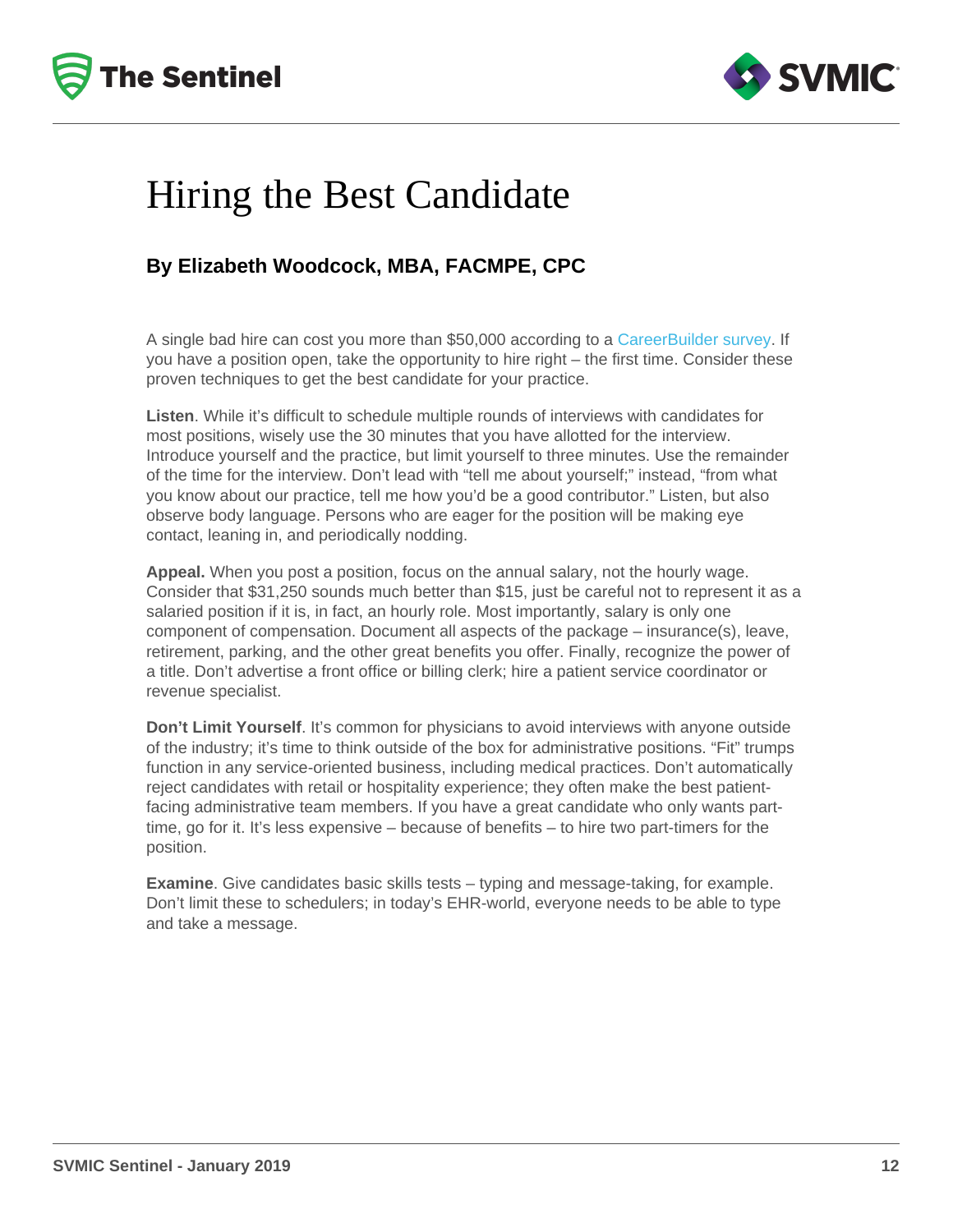# Hiring the Best Candidate

### By Elizabeth Woodcock, MBA, FACMPE, CPC

A single bad hire can cost you more than $50,000 according to a CareerBuilder survey. If you have a position open, take the opportunity to hire right – the first time. Consider these proven techniques to get the best candidate for your practice.

**Listen**. While it's difficult to schedule multiple rounds of interviews with candidates for most positions, wisely use the 30 minutes that you have allotted for the interview. Introduce yourself and the practice, but limit yourself to three minutes. Use the remainder of the time for the interview. Don't lead with "tell me about yourself;" instead, "from what you know about our practice, tell me how you'd be a good contributor." Listen, but also observe body language. Persons who are eager for the position will be making eye contact, leaning in, and periodically nodding.

**Appeal.** When you post a position, focus on the annual salary, not the hourly wage. Consider that $31,250 sounds much better than $15, just be careful not to represent it as a salaried position if it is, in fact, an hourly role. Most importantly, salary is only one component of compensation. Document all aspects of the package – insurance(s), leave, retirement, parking, and the other great benefits you offer. Finally, recognize the power of a title. Don't advertise a front office or billing clerk; hire a patient service coordinator or revenue specialist.

**Don't Limit Yourself**. It's common for physicians to avoid interviews with anyone outside of the industry; it's time to think outside of the box for administrative positions. "Fit" trumps function in any service-oriented business, including medical practices. Don't automatically reject candidates with retail or hospitality experience; they often make the best patient-facing administrative team members. If you have a great candidate who only wants part-time, go for it. It's less expensive – because of benefits – to hire two part-timers for the position.

**Examine**. Give candidates basic skills tests – typing and message-taking, for example. Don't limit these to schedulers; in today's EHR-world, everyone needs to be able to type and take a message.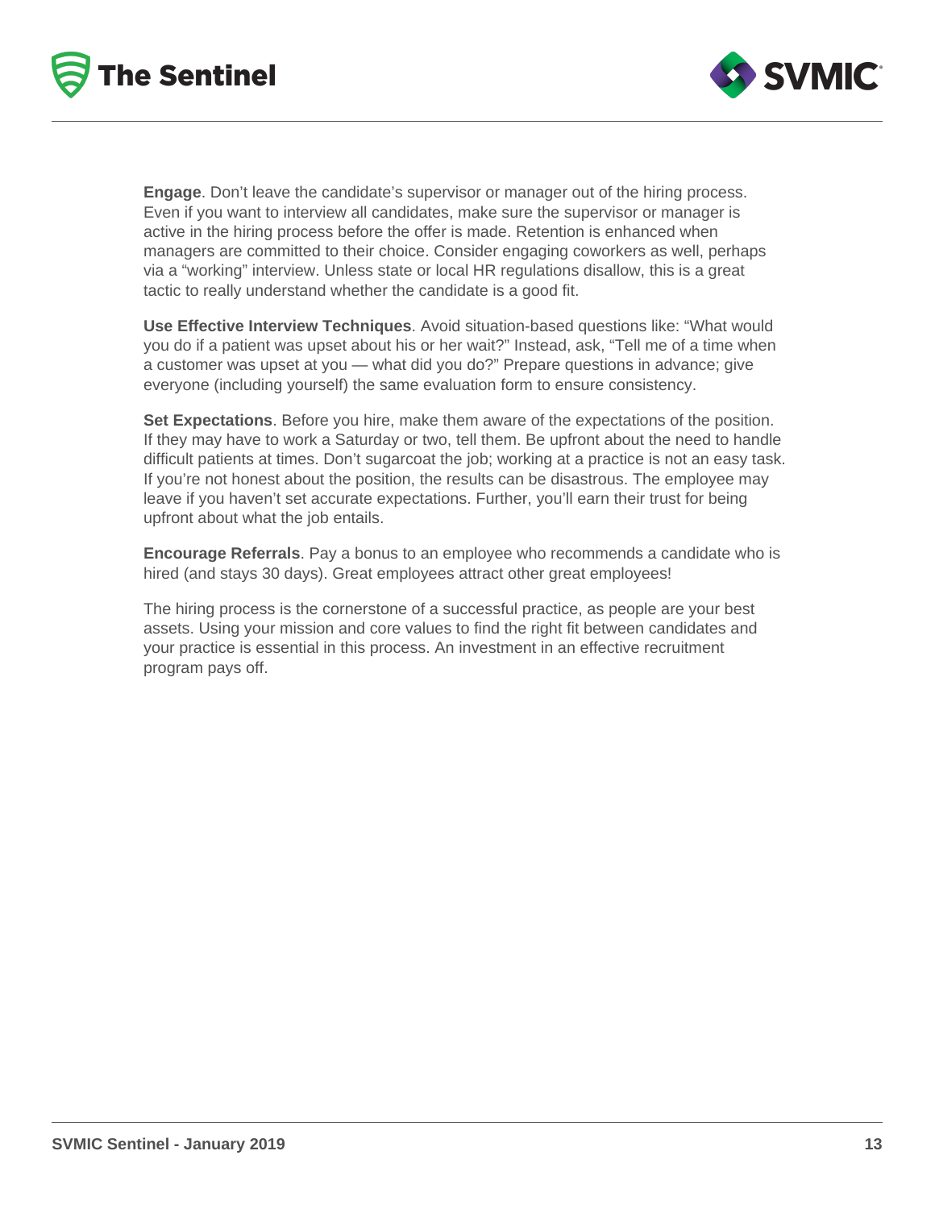**Engage**. Don't leave the candidate's supervisor or manager out of the hiring process. Even if you want to interview all candidates, make sure the supervisor or manager is active in the hiring process before the offer is made. Retention is enhanced when managers are committed to their choice. Consider engaging coworkers as well, perhaps via a "working" interview. Unless state or local HR regulations disallow, this is a great tactic to really understand whether the candidate is a good fit.

**Use Effective Interview Techniques**. Avoid situation-based questions like: "What would you do if a patient was upset about his or her wait?" Instead, ask, "Tell me of a time when a customer was upset at you — what did you do?" Prepare questions in advance; give everyone (including yourself) the same evaluation form to ensure consistency.

**Set Expectations**. Before you hire, make them aware of the expectations of the position. If they may have to work a Saturday or two, tell them. Be upfront about the need to handle difficult patients at times. Don't sugarcoat the job; working at a practice is not an easy task. If you're not honest about the position, the results can be disastrous. The employee may leave if you haven't set accurate expectations. Further, you'll earn their trust for being upfront about what the job entails.

**Encourage Referrals**. Pay a bonus to an employee who recommends a candidate who is hired (and stays 30 days). Great employees attract other great employees!

The hiring process is the cornerstone of a successful practice, as people are your best assets. Using your mission and core values to find the right fit between candidates and your practice is essential in this process. An investment in an effective recruitment program pays off.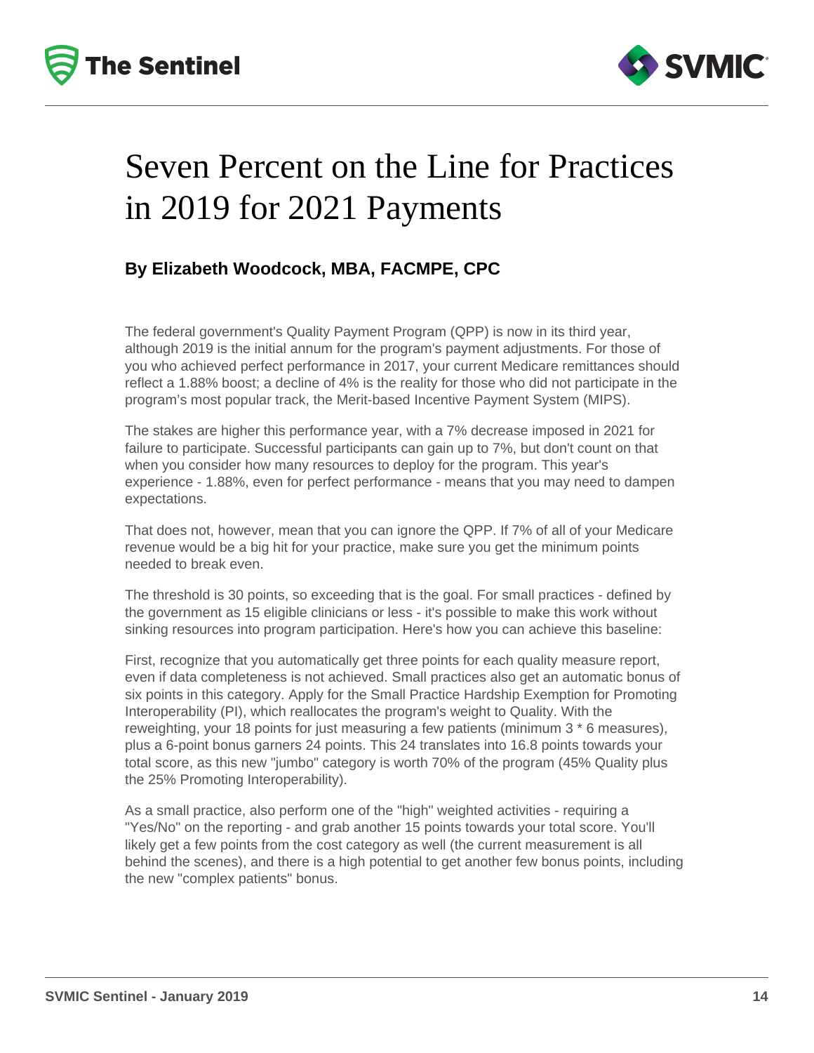# Seven Percent on the Line for Practices in 2019 for 2021 Payments

**By Elizabeth Woodcock, MBA, FACMPE, CPC**

The federal government's Quality Payment Program (QPP) is now in its third year, although 2019 is the initial annum for the program's payment adjustments. For those of you who achieved perfect performance in 2017, your current Medicare remittances should reflect a 1.88% boost; a decline of 4% is the reality for those who did not participate in the program's most popular track, the Merit-based Incentive Payment System (MIPS).

The stakes are higher this performance year, with a 7% decrease imposed in 2021 for failure to participate. Successful participants can gain up to 7%, but don't count on that when you consider how many resources to deploy for the program. This year's experience - 1.88%, even for perfect performance - means that you may need to dampen expectations.

That does not, however, mean that you can ignore the QPP. If 7% of all of your Medicare revenue would be a big hit for your practice, make sure you get the minimum points needed to break even.

The threshold is 30 points, so exceeding that is the goal. For small practices - defined by the government as 15 eligible clinicians or less - it's possible to make this work without sinking resources into program participation. Here's how you can achieve this baseline:

First, recognize that you automatically get three points for each quality measure report, even if data completeness is not achieved. Small practices also get an automatic bonus of six points in this category. Apply for the Small Practice Hardship Exemption for Promoting Interoperability (PI), which reallocates the program's weight to Quality. With the reweighting, your 18 points for just measuring a few patients (minimum 3 * 6 measures), plus a 6-point bonus garners 24 points. This 24 translates into 16.8 points towards your total score, as this new "jumbo" category is worth 70% of the program (45% Quality plus the 25% Promoting Interoperability).

As a small practice, also perform one of the "high" weighted activities - requiring a "Yes/No" on the reporting - and grab another 15 points towards your total score. You'll likely get a few points from the cost category as well (the current measurement is all behind the scenes), and there is a high potential to get another few bonus points, including the new "complex patients" bonus.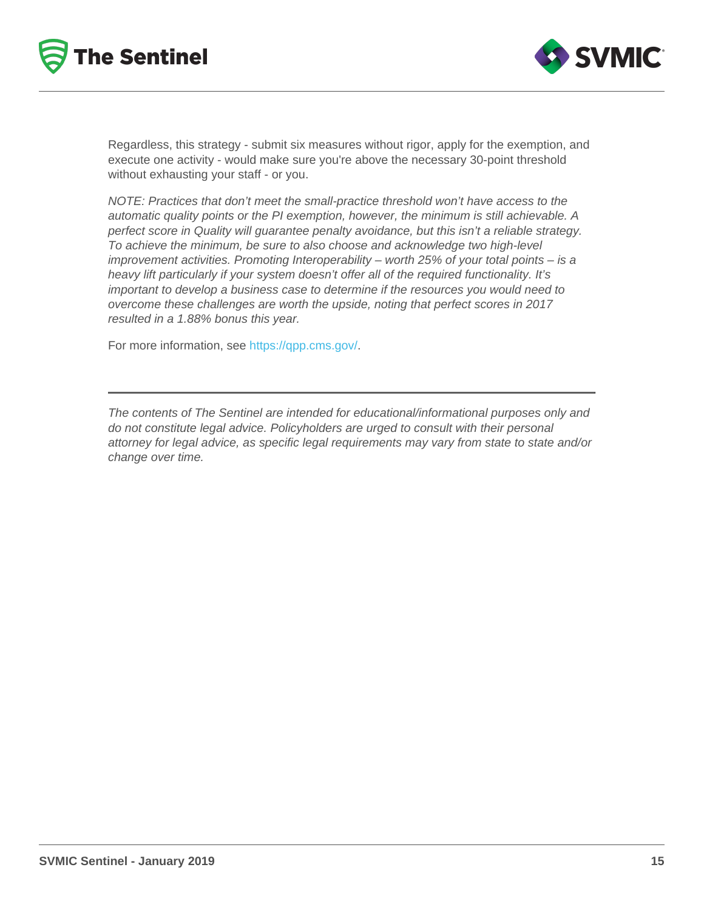Regardless, this strategy - submit six measures without rigor, apply for the exemption, and execute one activity - would make sure you're above the necessary 30-point threshold without exhausting your staff - or you.

*NOTE: Practices that don't meet the small-practice threshold won't have access to the automatic quality points or the PI exemption, however, the minimum is still achievable. A perfect score in Quality will guarantee penalty avoidance, but this isn't a reliable strategy. To achieve the minimum, be sure to also choose and acknowledge two high-level improvement activities. Promoting Interoperability – worth 25% of your total points – is a heavy lift particularly if your system doesn't offer all of the required functionality. It's important to develop a business case to determine if the resources you would need to overcome these challenges are worth the upside, noting that perfect scores in 2017 resulted in a 1.88% bonus this year.*

For more information, see https://qpp.cms.gov/.

---

*The contents of The Sentinel are intended for educational/informational purposes only and do not constitute legal advice. Policyholders are urged to consult with their personal attorney for legal advice, as specific legal requirements may vary from state to state and/or change over time.*